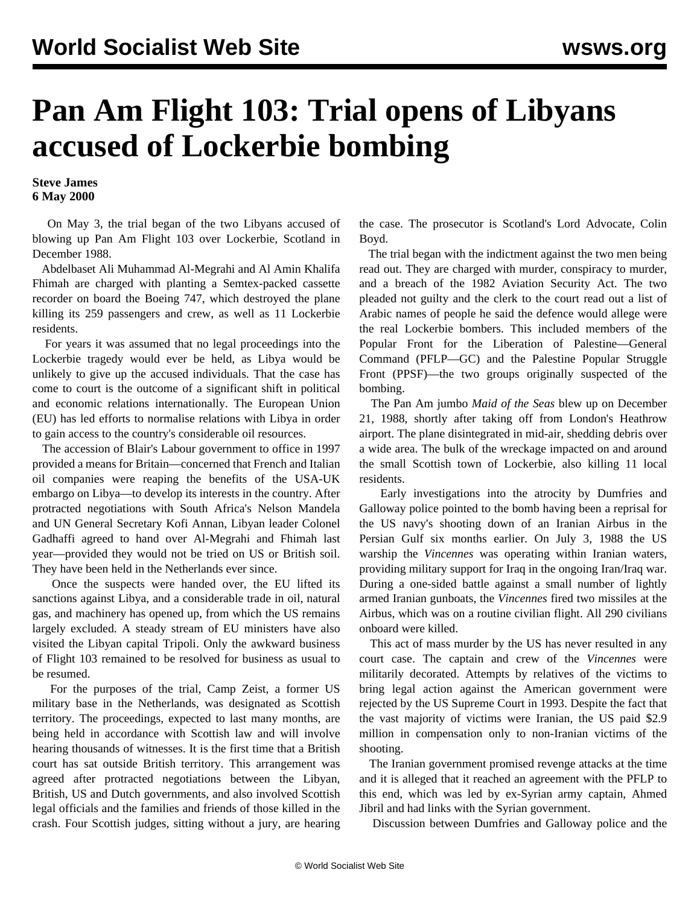# Pan Am Flight 103: Trial opens of Libyans accused of Lockerbie bombing

**Steve James**
**6 May 2000**

On May 3, the trial began of the two Libyans accused of blowing up Pan Am Flight 103 over Lockerbie, Scotland in December 1988.

Abdelbaset Ali Muhammad Al-Megrahi and Al Amin Khalifa Fhimah are charged with planting a Semtex-packed cassette recorder on board the Boeing 747, which destroyed the plane killing its 259 passengers and crew, as well as 11 Lockerbie residents.

For years it was assumed that no legal proceedings into the Lockerbie tragedy would ever be held, as Libya would be unlikely to give up the accused individuals. That the case has come to court is the outcome of a significant shift in political and economic relations internationally. The European Union (EU) has led efforts to normalise relations with Libya in order to gain access to the country's considerable oil resources.

The accession of Blair's Labour government to office in 1997 provided a means for Britain—concerned that French and Italian oil companies were reaping the benefits of the USA-UK embargo on Libya—to develop its interests in the country. After protracted negotiations with South Africa's Nelson Mandela and UN General Secretary Kofi Annan, Libyan leader Colonel Gadhaffi agreed to hand over Al-Megrahi and Fhimah last year—provided they would not be tried on US or British soil. They have been held in the Netherlands ever since.

Once the suspects were handed over, the EU lifted its sanctions against Libya, and a considerable trade in oil, natural gas, and machinery has opened up, from which the US remains largely excluded. A steady stream of EU ministers have also visited the Libyan capital Tripoli. Only the awkward business of Flight 103 remained to be resolved for business as usual to be resumed.

For the purposes of the trial, Camp Zeist, a former US military base in the Netherlands, was designated as Scottish territory. The proceedings, expected to last many months, are being held in accordance with Scottish law and will involve hearing thousands of witnesses. It is the first time that a British court has sat outside British territory. This arrangement was agreed after protracted negotiations between the Libyan, British, US and Dutch governments, and also involved Scottish legal officials and the families and friends of those killed in the crash. Four Scottish judges, sitting without a jury, are hearing the case. The prosecutor is Scotland's Lord Advocate, Colin Boyd.

The trial began with the indictment against the two men being read out. They are charged with murder, conspiracy to murder, and a breach of the 1982 Aviation Security Act. The two pleaded not guilty and the clerk to the court read out a list of Arabic names of people he said the defence would allege were the real Lockerbie bombers. This included members of the Popular Front for the Liberation of Palestine—General Command (PFLP—GC) and the Palestine Popular Struggle Front (PPSF)—the two groups originally suspected of the bombing.

The Pan Am jumbo *Maid of the Seas* blew up on December 21, 1988, shortly after taking off from London's Heathrow airport. The plane disintegrated in mid-air, shedding debris over a wide area. The bulk of the wreckage impacted on and around the small Scottish town of Lockerbie, also killing 11 local residents.

Early investigations into the atrocity by Dumfries and Galloway police pointed to the bomb having been a reprisal for the US navy's shooting down of an Iranian Airbus in the Persian Gulf six months earlier. On July 3, 1988 the US warship the *Vincennes* was operating within Iranian waters, providing military support for Iraq in the ongoing Iran/Iraq war. During a one-sided battle against a small number of lightly armed Iranian gunboats, the *Vincennes* fired two missiles at the Airbus, which was on a routine civilian flight. All 290 civilians onboard were killed.

This act of mass murder by the US has never resulted in any court case. The captain and crew of the *Vincennes* were militarily decorated. Attempts by relatives of the victims to bring legal action against the American government were rejected by the US Supreme Court in 1993. Despite the fact that the vast majority of victims were Iranian, the US paid $2.9 million in compensation only to non-Iranian victims of the shooting.

The Iranian government promised revenge attacks at the time and it is alleged that it reached an agreement with the PFLP to this end, which was led by ex-Syrian army captain, Ahmed Jibril and had links with the Syrian government.

Discussion between Dumfries and Galloway police and the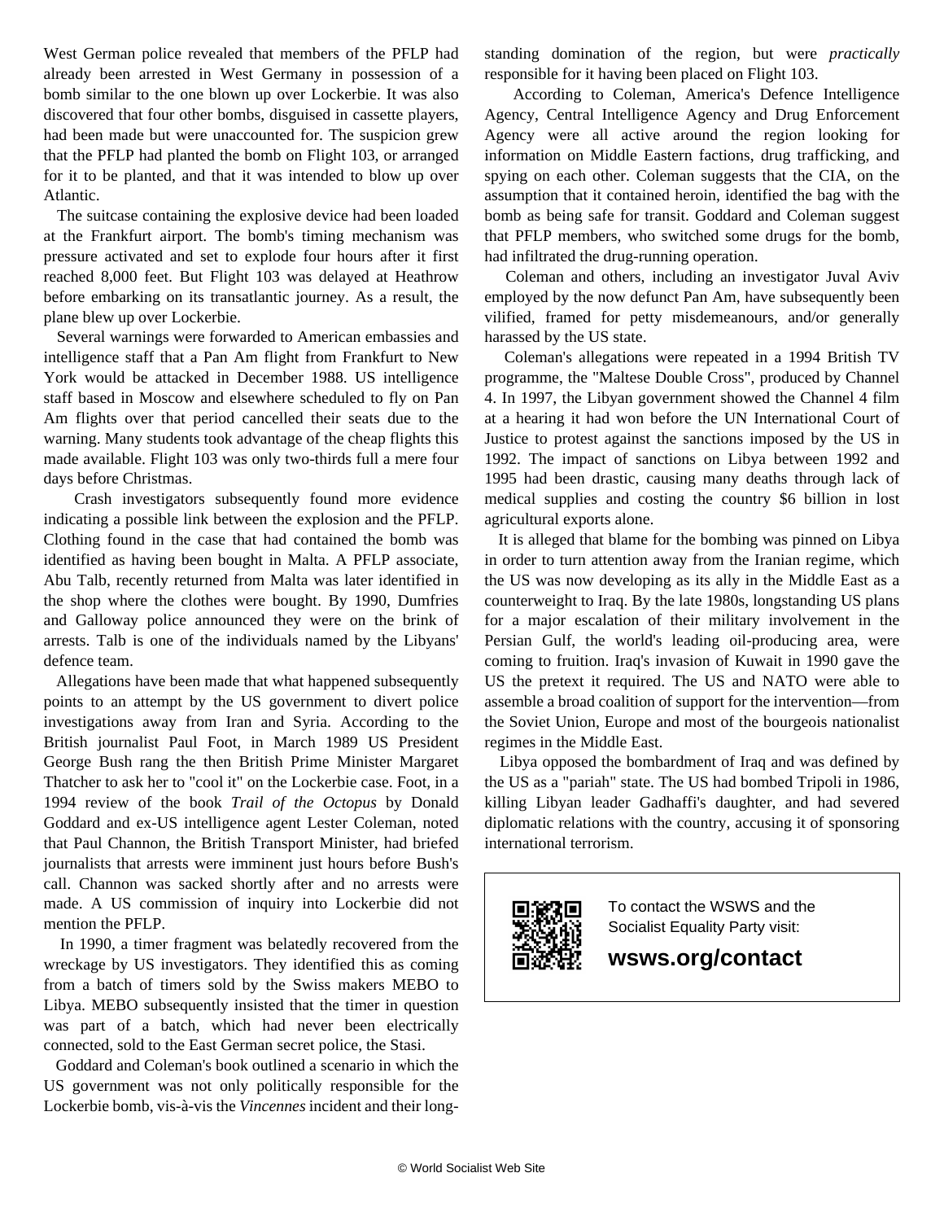West German police revealed that members of the PFLP had already been arrested in West Germany in possession of a bomb similar to the one blown up over Lockerbie. It was also discovered that four other bombs, disguised in cassette players, had been made but were unaccounted for. The suspicion grew that the PFLP had planted the bomb on Flight 103, or arranged for it to be planted, and that it was intended to blow up over Atlantic.

The suitcase containing the explosive device had been loaded at the Frankfurt airport. The bomb's timing mechanism was pressure activated and set to explode four hours after it first reached 8,000 feet. But Flight 103 was delayed at Heathrow before embarking on its transatlantic journey. As a result, the plane blew up over Lockerbie.

Several warnings were forwarded to American embassies and intelligence staff that a Pan Am flight from Frankfurt to New York would be attacked in December 1988. US intelligence staff based in Moscow and elsewhere scheduled to fly on Pan Am flights over that period cancelled their seats due to the warning. Many students took advantage of the cheap flights this made available. Flight 103 was only two-thirds full a mere four days before Christmas.

Crash investigators subsequently found more evidence indicating a possible link between the explosion and the PFLP. Clothing found in the case that had contained the bomb was identified as having been bought in Malta. A PFLP associate, Abu Talb, recently returned from Malta was later identified in the shop where the clothes were bought. By 1990, Dumfries and Galloway police announced they were on the brink of arrests. Talb is one of the individuals named by the Libyans' defence team.

Allegations have been made that what happened subsequently points to an attempt by the US government to divert police investigations away from Iran and Syria. According to the British journalist Paul Foot, in March 1989 US President George Bush rang the then British Prime Minister Margaret Thatcher to ask her to "cool it" on the Lockerbie case. Foot, in a 1994 review of the book *Trail of the Octopus* by Donald Goddard and ex-US intelligence agent Lester Coleman, noted that Paul Channon, the British Transport Minister, had briefed journalists that arrests were imminent just hours before Bush's call. Channon was sacked shortly after and no arrests were made. A US commission of inquiry into Lockerbie did not mention the PFLP.

In 1990, a timer fragment was belatedly recovered from the wreckage by US investigators. They identified this as coming from a batch of timers sold by the Swiss makers MEBO to Libya. MEBO subsequently insisted that the timer in question was part of a batch, which had never been electrically connected, sold to the East German secret police, the Stasi.

Goddard and Coleman's book outlined a scenario in which the US government was not only politically responsible for the Lockerbie bomb, vis-à-vis the *Vincennes* incident and their long-standing domination of the region, but were *practically* responsible for it having been placed on Flight 103.

According to Coleman, America's Defence Intelligence Agency, Central Intelligence Agency and Drug Enforcement Agency were all active around the region looking for information on Middle Eastern factions, drug trafficking, and spying on each other. Coleman suggests that the CIA, on the assumption that it contained heroin, identified the bag with the bomb as being safe for transit. Goddard and Coleman suggest that PFLP members, who switched some drugs for the bomb, had infiltrated the drug-running operation.

Coleman and others, including an investigator Juval Aviv employed by the now defunct Pan Am, have subsequently been vilified, framed for petty misdemeanours, and/or generally harassed by the US state.

Coleman's allegations were repeated in a 1994 British TV programme, the "Maltese Double Cross", produced by Channel 4. In 1997, the Libyan government showed the Channel 4 film at a hearing it had won before the UN International Court of Justice to protest against the sanctions imposed by the US in 1992. The impact of sanctions on Libya between 1992 and 1995 had been drastic, causing many deaths through lack of medical supplies and costing the country $6 billion in lost agricultural exports alone.

It is alleged that blame for the bombing was pinned on Libya in order to turn attention away from the Iranian regime, which the US was now developing as its ally in the Middle East as a counterweight to Iraq. By the late 1980s, longstanding US plans for a major escalation of their military involvement in the Persian Gulf, the world's leading oil-producing area, were coming to fruition. Iraq's invasion of Kuwait in 1990 gave the US the pretext it required. The US and NATO were able to assemble a broad coalition of support for the intervention—from the Soviet Union, Europe and most of the bourgeois nationalist regimes in the Middle East.

Libya opposed the bombardment of Iraq and was defined by the US as a "pariah" state. The US had bombed Tripoli in 1986, killing Libyan leader Gadhaffi's daughter, and had severed diplomatic relations with the country, accusing it of sponsoring international terrorism.

To contact the WSWS and the Socialist Equality Party visit:

**wsws.org/contact**